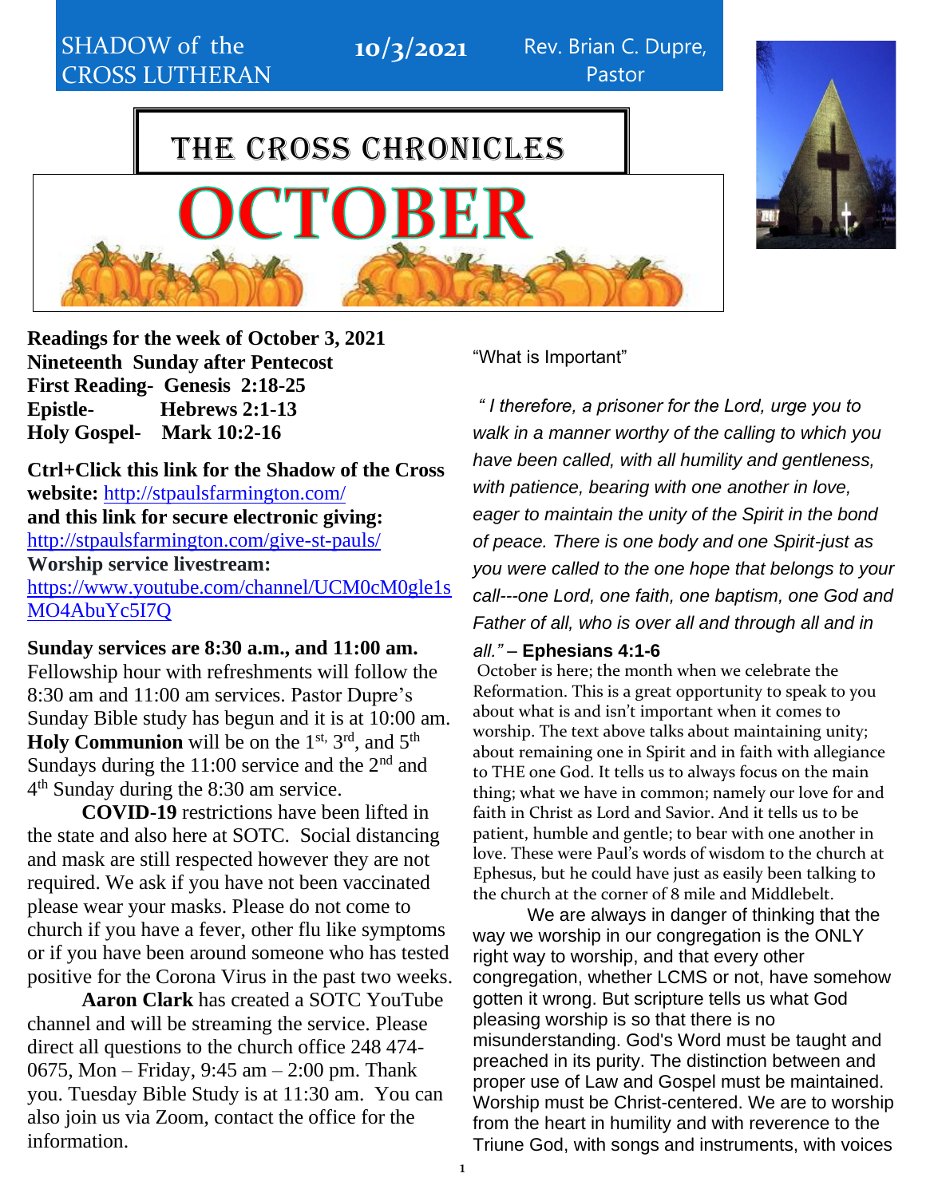SHADOW of the CROSS LUTHERAN

**10/3/2021**

Rev. Brian C. Dupre, Pastor

# THE CROSS CHRONICLES

# OCTOBER

**Readings for the week of October 3, 2021**
**Nineteenth Sunday after Pentecost**
**First Reading- Genesis 2:18-25**
**Epistle- Hebrews 2:1-13**
**Holy Gospel- Mark 10:2-16**

**Ctrl+Click this link for the Shadow of the Cross website:** http://stpaulsfarmington.com/
**and this link for secure electronic giving:** http://stpaulsfarmington.com/give-st-pauls/
**Worship service livestream:** https://www.youtube.com/channel/UCM0cM0gle1sMO4AbuYc5I7Q

**Sunday services are 8:30 a.m., and 11:00 am.** Fellowship hour with refreshments will follow the 8:30 am and 11:00 am services. Pastor Dupre's Sunday Bible study has begun and it is at 10:00 am. **Holy Communion** will be on the 1st, 3rd, and 5th Sundays during the 11:00 service and the 2nd and 4th Sunday during the 8:30 am service.

**COVID-19** restrictions have been lifted in the state and also here at SOTC. Social distancing and mask are still respected however they are not required. We ask if you have not been vaccinated please wear your masks. Please do not come to church if you have a fever, other flu like symptoms or if you have been around someone who has tested positive for the Corona Virus in the past two weeks.

**Aaron Clark** has created a SOTC YouTube channel and will be streaming the service. Please direct all questions to the church office 248 474-0675, Mon – Friday, 9:45 am – 2:00 pm. Thank you. Tuesday Bible Study is at 11:30 am. You can also join us via Zoom, contact the office for the information.

"What is Important"

*" I therefore, a prisoner for the Lord, urge you to walk in a manner worthy of the calling to which you have been called, with all humility and gentleness, with patience, bearing with one another in love, eager to maintain the unity of the Spirit in the bond of peace. There is one body and one Spirit-just as you were called to the one hope that belongs to your call---one Lord, one faith, one baptism, one God and Father of all, who is over all and through all and in all."* – **Ephesians 4:1-6**

October is here; the month when we celebrate the Reformation. This is a great opportunity to speak to you about what is and isn't important when it comes to worship. The text above talks about maintaining unity; about remaining one in Spirit and in faith with allegiance to THE one God. It tells us to always focus on the main thing; what we have in common; namely our love for and faith in Christ as Lord and Savior. And it tells us to be patient, humble and gentle; to bear with one another in love. These were Paul's words of wisdom to the church at Ephesus, but he could have just as easily been talking to the church at the corner of 8 mile and Middlebelt.

We are always in danger of thinking that the way we worship in our congregation is the ONLY right way to worship, and that every other congregation, whether LCMS or not, have somehow gotten it wrong. But scripture tells us what God pleasing worship is so that there is no misunderstanding. God's Word must be taught and preached in its purity. The distinction between and proper use of Law and Gospel must be maintained. Worship must be Christ-centered. We are to worship from the heart in humility and with reverence to the Triune God, with songs and instruments, with voices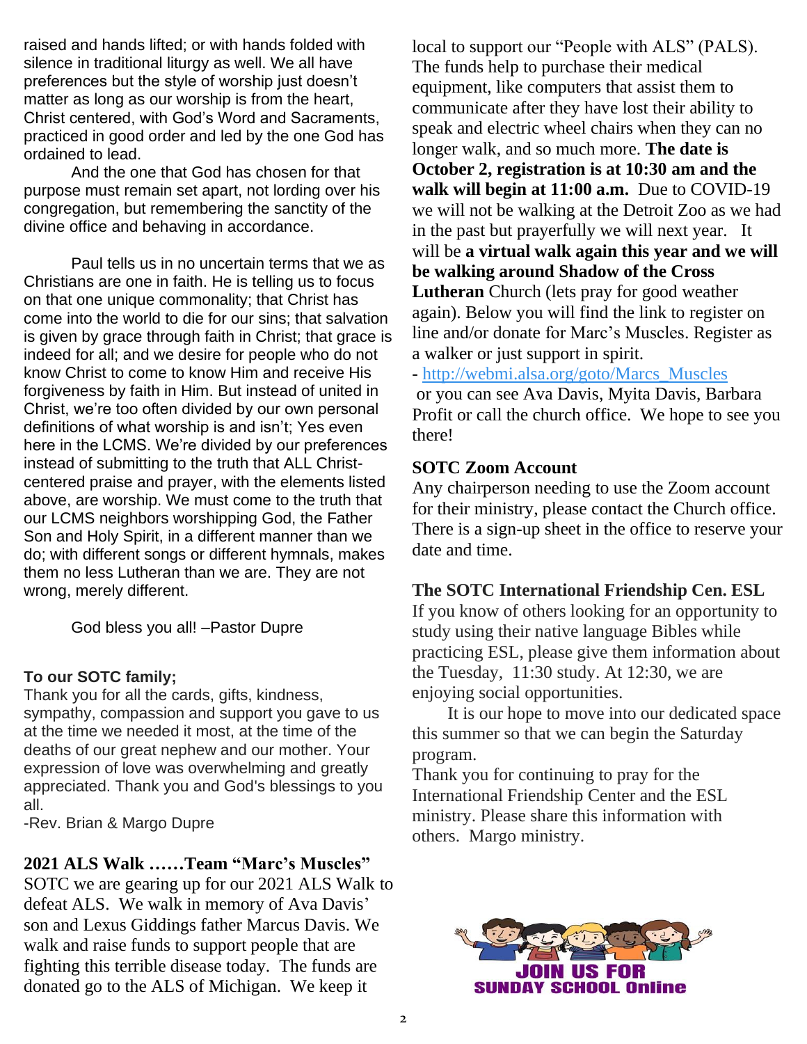raised and hands lifted; or with hands folded with silence in traditional liturgy as well. We all have preferences but the style of worship just doesn't matter as long as our worship is from the heart, Christ centered, with God's Word and Sacraments, practiced in good order and led by the one God has ordained to lead.

And the one that God has chosen for that purpose must remain set apart, not lording over his congregation, but remembering the sanctity of the divine office and behaving in accordance.

Paul tells us in no uncertain terms that we as Christians are one in faith. He is telling us to focus on that one unique commonality; that Christ has come into the world to die for our sins; that salvation is given by grace through faith in Christ; that grace is indeed for all; and we desire for people who do not know Christ to come to know Him and receive His forgiveness by faith in Him. But instead of united in Christ, we're too often divided by our own personal definitions of what worship is and isn't; Yes even here in the LCMS. We're divided by our preferences instead of submitting to the truth that ALL Christ-centered praise and prayer, with the elements listed above, are worship. We must come to the truth that our LCMS neighbors worshipping God, the Father Son and Holy Spirit, in a different manner than we do; with different songs or different hymnals, makes them no less Lutheran than we are. They are not wrong, merely different.

God bless you all! –Pastor Dupre

**To our SOTC family;**

Thank you for all the cards, gifts, kindness, sympathy, compassion and support you gave to us at the time we needed it most, at the time of the deaths of our great nephew and our mother. Your expression of love was overwhelming and greatly appreciated. Thank you and God's blessings to you all.

-Rev. Brian & Margo Dupre

**2021 ALS Walk ……Team "Marc's Muscles"**

SOTC we are gearing up for our 2021 ALS Walk to defeat ALS. We walk in memory of Ava Davis' son and Lexus Giddings father Marcus Davis. We walk and raise funds to support people that are fighting this terrible disease today. The funds are donated go to the ALS of Michigan. We keep it local to support our "People with ALS" (PALS). The funds help to purchase their medical equipment, like computers that assist them to communicate after they have lost their ability to speak and electric wheel chairs when they can no longer walk, and so much more. **The date is October 2, registration is at 10:30 am and the walk will begin at 11:00 a.m.** Due to COVID-19 we will not be walking at the Detroit Zoo as we had in the past but prayerfully we will next year. It will be **a virtual walk again this year and we will be walking around Shadow of the Cross Lutheran** Church (lets pray for good weather again). Below you will find the link to register on line and/or donate for Marc's Muscles. Register as a walker or just support in spirit.

- http://webmi.alsa.org/goto/Marcs_Muscles

or you can see Ava Davis, Myita Davis, Barbara Profit or call the church office. We hope to see you there!

**SOTC Zoom Account**

Any chairperson needing to use the Zoom account for their ministry, please contact the Church office. There is a sign-up sheet in the office to reserve your date and time.

**The SOTC International Friendship Cen. ESL**

If you know of others looking for an opportunity to study using their native language Bibles while practicing ESL, please give them information about the Tuesday, 11:30 study. At 12:30, we are enjoying social opportunities.

It is our hope to move into our dedicated space this summer so that we can begin the Saturday program.

Thank you for continuing to pray for the International Friendship Center and the ESL ministry. Please share this information with others. Margo ministry.

JOIN US FOR SUNDAY SCHOOL Online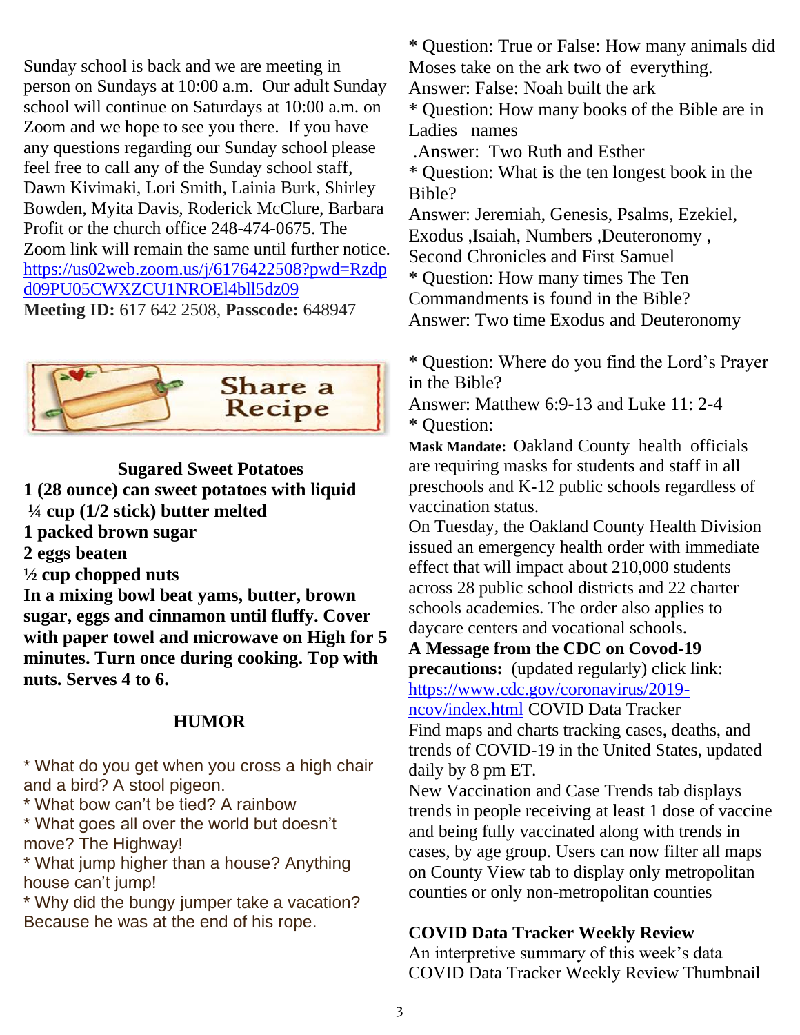Sunday school is back and we are meeting in person on Sundays at 10:00 a.m. Our adult Sunday school will continue on Saturdays at 10:00 a.m. on Zoom and we hope to see you there. If you have any questions regarding our Sunday school please feel free to call any of the Sunday school staff, Dawn Kivimaki, Lori Smith, Lainia Burk, Shirley Bowden, Myita Davis, Roderick McClure, Barbara Profit or the church office 248-474-0675. The Zoom link will remain the same until further notice. https://us02web.zoom.us/j/6176422508?pwd=Rzdpd09PU05CWXZCU1NROEl4bll5dz09
**Meeting ID:** 617 642 2508, **Passcode:** 648947

## Share a Recipe

**Sugared Sweet Potatoes**

**1 (28 ounce) can sweet potatoes with liquid**
**¼ cup (1/2 stick) butter melted**
**1 packed brown sugar**
**2 eggs beaten**
**½ cup chopped nuts**
**In a mixing bowl beat yams, butter, brown sugar, eggs and cinnamon until fluffy. Cover with paper towel and microwave on High for 5 minutes. Turn once during cooking. Top with nuts. Serves 4 to 6.**

## HUMOR

* What do you get when you cross a high chair and a bird? A stool pigeon.
* What bow can't be tied? A rainbow
* What goes all over the world but doesn't move? The Highway!
* What jump higher than a house? Anything house can't jump!
* Why did the bungy jumper take a vacation? Because he was at the end of his rope.

* Question: True or False: How many animals did Moses take on the ark two of everything.
Answer: False: Noah built the ark
* Question: How many books of the Bible are in Ladies names
.Answer: Two Ruth and Esther
* Question: What is the ten longest book in the Bible?
Answer: Jeremiah, Genesis, Psalms, Ezekiel, Exodus ,Isaiah, Numbers ,Deuteronomy , Second Chronicles and First Samuel
* Question: How many times The Ten Commandments is found in the Bible?
Answer: Two time Exodus and Deuteronomy

* Question: Where do you find the Lord's Prayer in the Bible?
Answer: Matthew 6:9-13 and Luke 11: 2-4
* Question:

**Mask Mandate:** Oakland County health officials are requiring masks for students and staff in all preschools and K-12 public schools regardless of vaccination status.
On Tuesday, the Oakland County Health Division issued an emergency health order with immediate effect that will impact about 210,000 students across 28 public school districts and 22 charter schools academies. The order also applies to daycare centers and vocational schools.

**A Message from the CDC on Covod-19 precautions:** (updated regularly) click link: https://www.cdc.gov/coronavirus/2019-ncov/index.html COVID Data Tracker
Find maps and charts tracking cases, deaths, and trends of COVID-19 in the United States, updated daily by 8 pm ET.
New Vaccination and Case Trends tab displays trends in people receiving at least 1 dose of vaccine and being fully vaccinated along with trends in cases, by age group. Users can now filter all maps on County View tab to display only metropolitan counties or only non-metropolitan counties

**COVID Data Tracker Weekly Review**
An interpretive summary of this week's data
COVID Data Tracker Weekly Review Thumbnail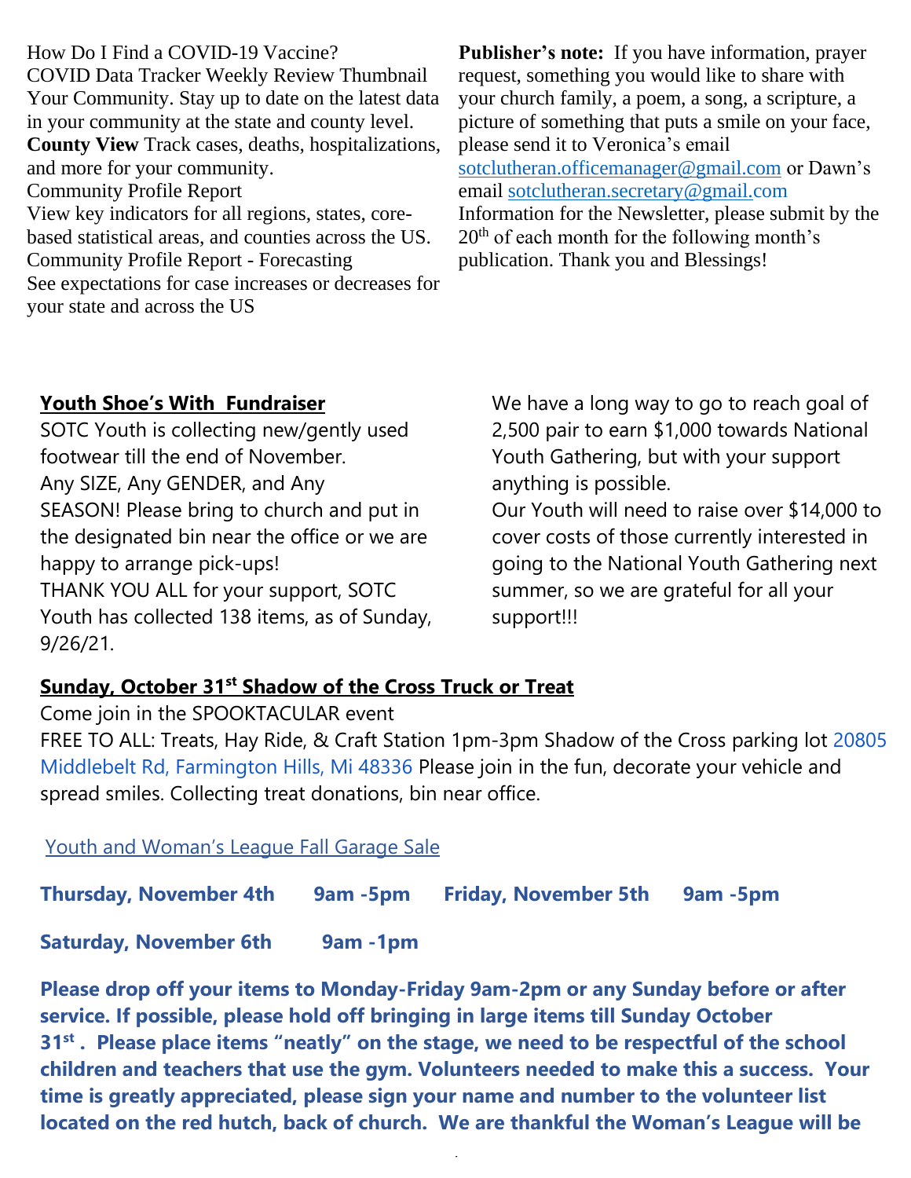How Do I Find a COVID-19 Vaccine?
COVID Data Tracker Weekly Review Thumbnail
Your Community. Stay up to date on the latest data in your community at the state and county level.
**County View** Track cases, deaths, hospitalizations, and more for your community.
Community Profile Report
View key indicators for all regions, states, core-based statistical areas, and counties across the US.
Community Profile Report - Forecasting
See expectations for case increases or decreases for your state and across the US

**Publisher's note:** If you have information, prayer request, something you would like to share with your church family, a poem, a song, a scripture, a picture of something that puts a smile on your face, please send it to Veronica's email sotclutheran.officemanager@gmail.com or Dawn's email sotclutheran.secretary@gmail.com
Information for the Newsletter, please submit by the 20th of each month for the following month's publication. Thank you and Blessings!

## Youth Shoe's With Fundraiser

SOTC Youth is collecting new/gently used footwear till the end of November.
Any SIZE, Any GENDER, and Any SEASON! Please bring to church and put in the designated bin near the office or we are happy to arrange pick-ups!
THANK YOU ALL for your support, SOTC Youth has collected 138 items, as of Sunday, 9/26/21.

We have a long way to go to reach goal of 2,500 pair to earn $1,000 towards National Youth Gathering, but with your support anything is possible.
Our Youth will need to raise over $14,000 to cover costs of those currently interested in going to the National Youth Gathering next summer, so we are grateful for all your support!!!

## Sunday, October 31st Shadow of the Cross Truck or Treat

Come join in the SPOOKTACULAR event
FREE TO ALL: Treats, Hay Ride, & Craft Station 1pm-3pm Shadow of the Cross parking lot 20805 Middlebelt Rd, Farmington Hills, Mi 48336 Please join in the fun, decorate your vehicle and spread smiles. Collecting treat donations, bin near office.

## Youth and Woman's League Fall Garage Sale

**Thursday, November 4th 9am -5pm Friday, November 5th 9am -5pm**

**Saturday, November 6th 9am -1pm**

**Please drop off your items to Monday-Friday 9am-2pm or any Sunday before or after service. If possible, please hold off bringing in large items till Sunday October 31st . Please place items "neatly" on the stage, we need to be respectful of the school children and teachers that use the gym. Volunteers needed to make this a success. Your time is greatly appreciated, please sign your name and number to the volunteer list located on the red hutch, back of church. We are thankful the Woman's League will be**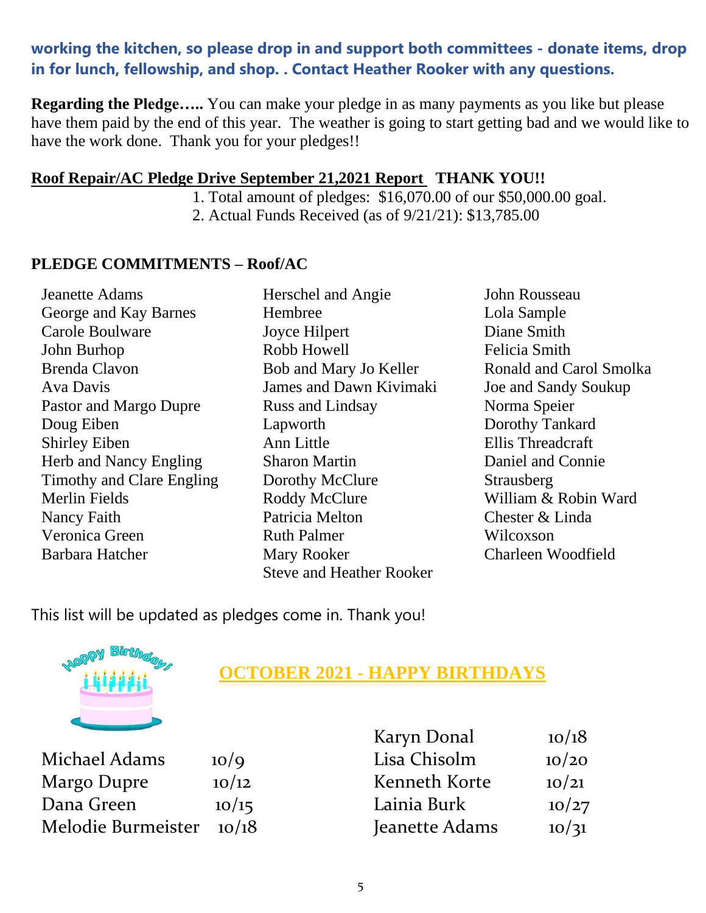**working the kitchen, so please drop in and support both committees - donate items, drop in for lunch, fellowship, and shop. . Contact Heather Rooker with any questions.**

**Regarding the Pledge…..** You can make your pledge in as many payments as you like but please have them paid by the end of this year. The weather is going to start getting bad and we would like to have the work done. Thank you for your pledges!!

**Roof Repair/AC Pledge Drive September 21,2021 Report THANK YOU!!**

1. Total amount of pledges: $16,070.00 of our $50,000.00 goal.
2. Actual Funds Received (as of 9/21/21): $13,785.00

**PLEDGE COMMITMENTS – Roof/AC**

Jeanette Adams
George and Kay Barnes
Carole Boulware
John Burhop
Brenda Clavon
Ava Davis
Pastor and Margo Dupre
Doug Eiben
Shirley Eiben
Herb and Nancy Engling
Timothy and Clare Engling
Merlin Fields
Nancy Faith
Veronica Green
Barbara Hatcher
Herschel and Angie Hembree
Joyce Hilpert
Robb Howell
Bob and Mary Jo Keller
James and Dawn Kivimaki
Russ and Lindsay Lapworth
Ann Little
Sharon Martin
Dorothy McClure
Roddy McClure
Patricia Melton
Ruth Palmer
Mary Rooker
Steve and Heather Rooker
John Rousseau
Lola Sample
Diane Smith
Felicia Smith
Ronald and Carol Smolka
Joe and Sandy Soukup
Norma Speier
Dorothy Tankard
Ellis Threadcraft
Daniel and Connie Strausberg
William & Robin Ward
Chester & Linda Wilcoxson
Charleen Woodfield

This list will be updated as pledges come in. Thank you!

## OCTOBER 2021 - HAPPY BIRTHDAYS

| | |
|---|---|
| Michael Adams | 10/9 |
| Margo Dupre | 10/12 |
| Dana Green | 10/15 |
| Melodie Burmeister | 10/18 |
| Karyn Donal | 10/18 |
| Lisa Chisolm | 10/20 |
| Kenneth Korte | 10/21 |
| Lainia Burk | 10/27 |
| Jeanette Adams | 10/31 |